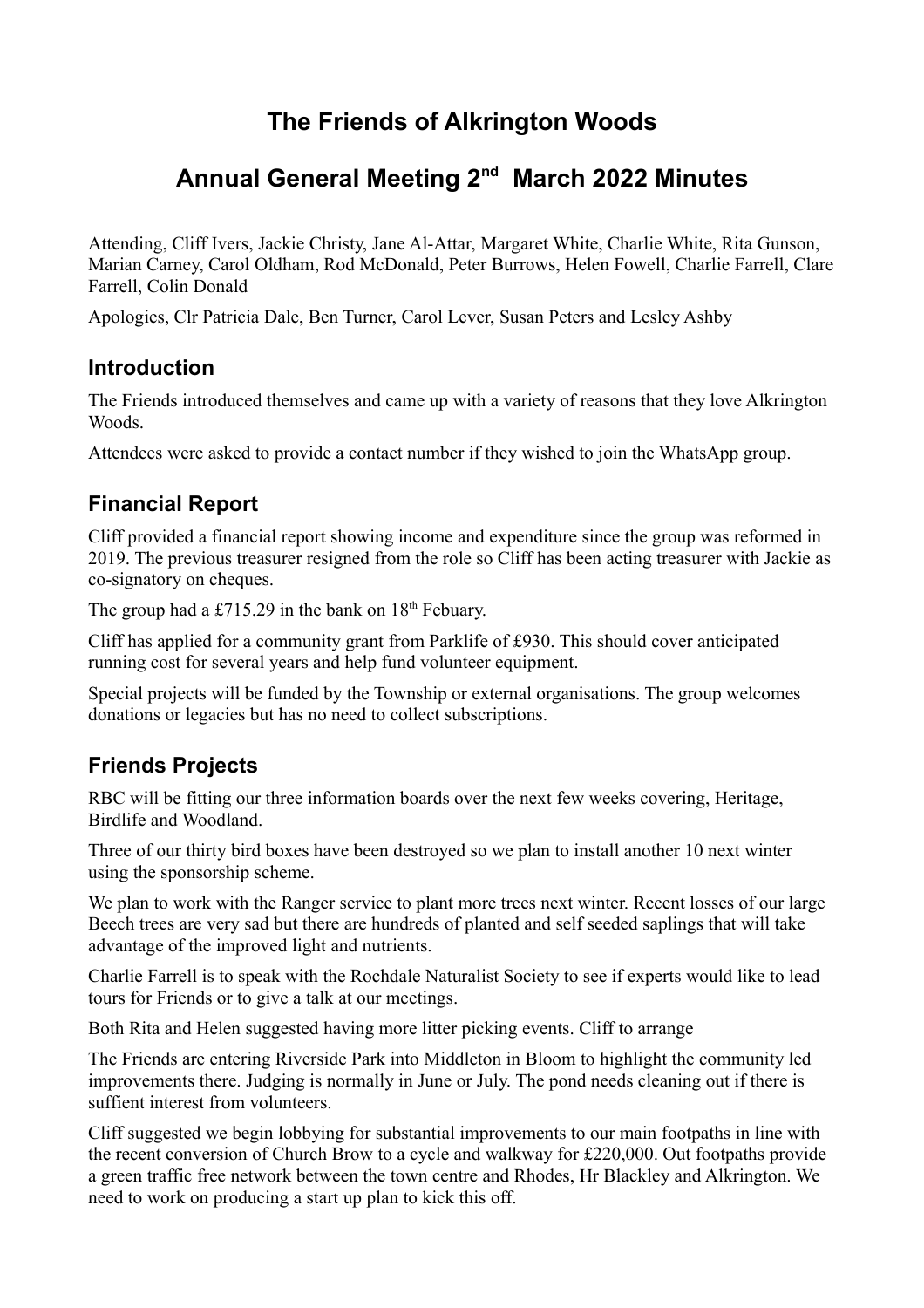# The Friends of Alkrington Woods

# Annual General Meeting 2nd March 2022 Minutes

Attending, Cliff Ivers, Jackie Christy, Jane Al-Attar, Margaret White, Charlie White, Rita Gunson, Marian Carney, Carol Oldham, Rod McDonald, Peter Burrows, Helen Fowell, Charlie Farrell, Clare Farrell, Colin Donald

Apologies, Clr Patricia Dale, Ben Turner, Carol Lever, Susan Peters and Lesley Ashby

## Introduction

The Friends introduced themselves and came up with a variety of reasons that they love Alkrington Woods.

Attendees were asked to provide a contact number if they wished to join the WhatsApp group.

## Financial Report

Cliff provided a financial report showing income and expenditure since the group was reformed in 2019. The previous treasurer resigned from the role so Cliff has been acting treasurer with Jackie as co-signatory on cheques.

The group had a £715.29 in the bank on 18th Febuary.

Cliff has applied for a community grant from Parklife of £930. This should cover anticipated running cost for several years and help fund volunteer equipment.

Special projects will be funded by the Township or external organisations. The group welcomes donations or legacies but has no need to collect subscriptions.

## Friends Projects

RBC will be fitting our three information boards over the next few weeks covering, Heritage, Birdlife and Woodland.

Three of our thirty bird boxes have been destroyed so we plan to install another 10 next winter using the sponsorship scheme.

We plan to work with the Ranger service to plant more trees next winter. Recent losses of our large Beech trees are very sad but there are hundreds of planted and self seeded saplings that will take advantage of the improved light and nutrients.

Charlie Farrell is to speak with the Rochdale Naturalist Society to see if experts would like to lead tours for Friends or to give a talk at our meetings.

Both Rita and Helen suggested having more litter picking events. Cliff to arrange

The Friends are entering Riverside Park into Middleton in Bloom to highlight the community led improvements there. Judging is normally in June or July. The pond needs cleaning out if there is suffient interest from volunteers.

Cliff suggested we begin lobbying for substantial improvements to our main footpaths in line with the recent conversion of Church Brow to a cycle and walkway for £220,000. Out footpaths provide a green traffic free network between the town centre and Rhodes, Hr Blackley and Alkrington. We need to work on producing a start up plan to kick this off.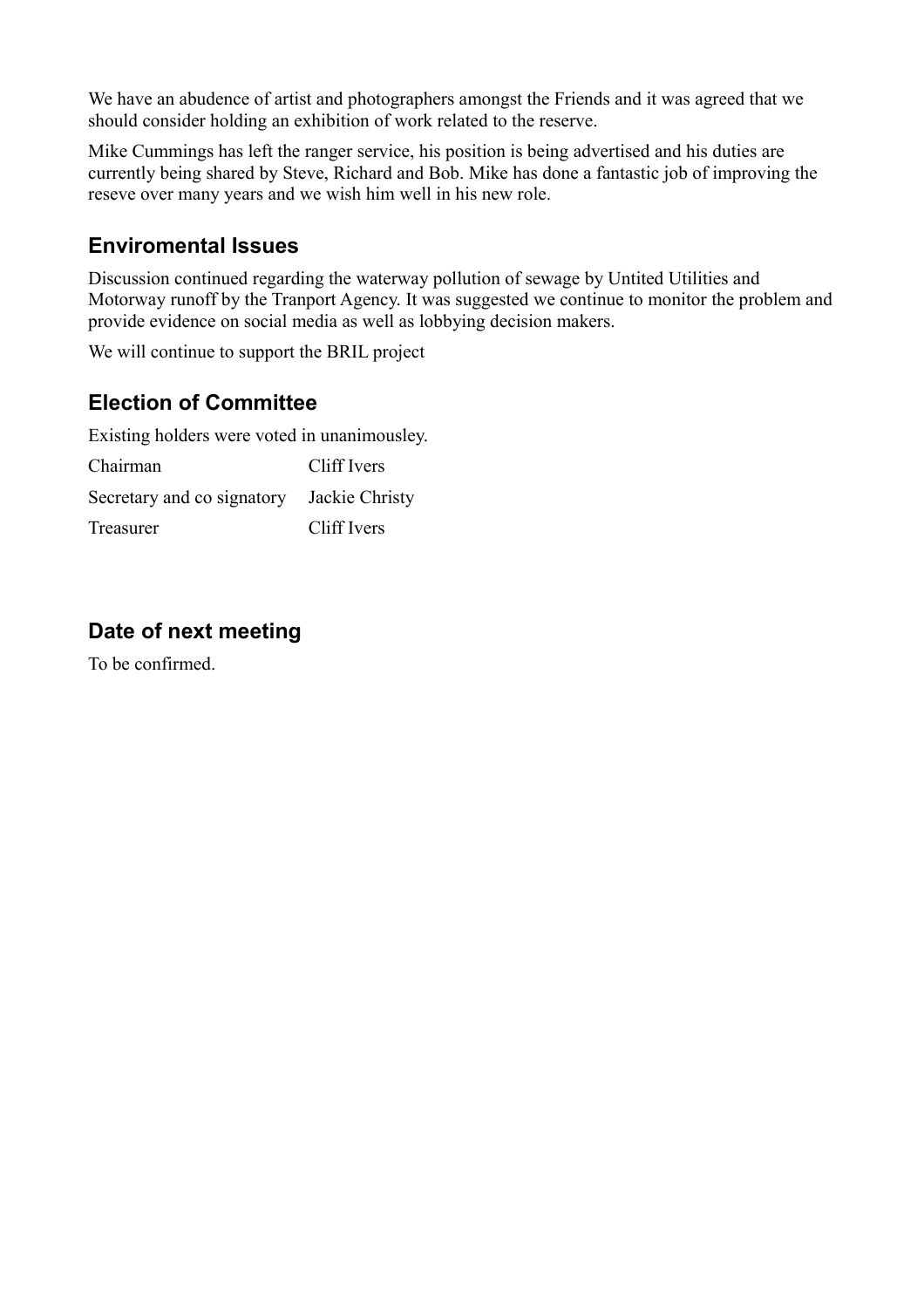We have an abudence of artist and photographers amongst the Friends and it was agreed that we should consider holding an exhibition of work related to the reserve.

Mike Cummings has left the ranger service, his position is being advertised and his duties are currently being shared by Steve, Richard and Bob. Mike has done a fantastic job of improving the reseve over many years and we wish him well in his new role.

## Enviromental Issues

Discussion continued regarding the waterway pollution of sewage by Untited Utilities and Motorway runoff by the Tranport Agency. It was suggested we continue to monitor the problem and provide evidence on social media as well as lobbying decision makers.

We will continue to support the BRIL project

## Election of Committee

Existing holders were voted in unanimousley.

| | |
|---|---|
| Chairman | Cliff Ivers |
| Secretary and co signatory | Jackie Christy |
| Treasurer | Cliff Ivers |

## Date of next meeting

To be confirmed.